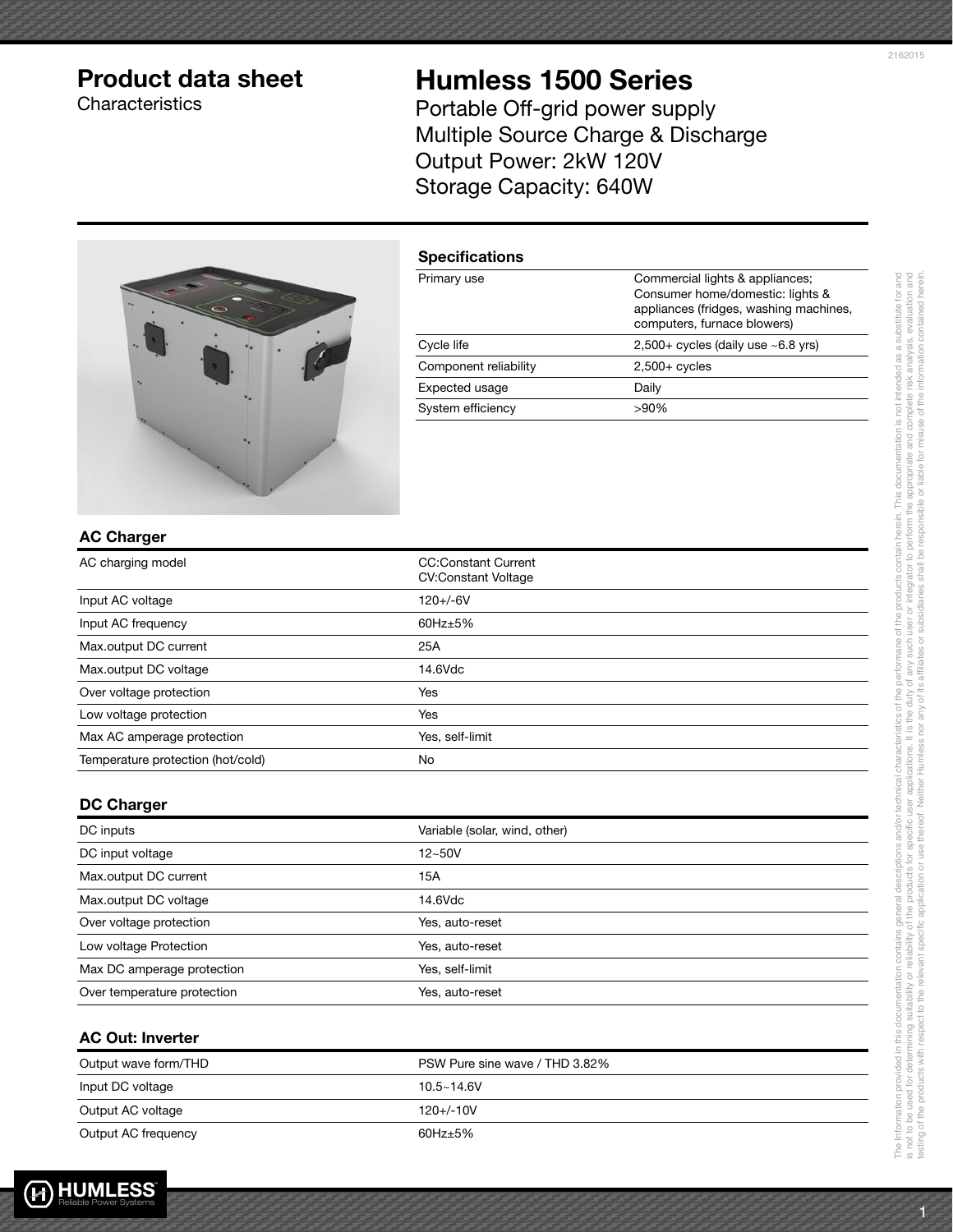# Product data sheet

Characteristics

# Humless 1500 Series

Portable Off-grid power supply
Multiple Source Charge & Discharge
Output Power: 2kW 120V
Storage Capacity: 640W

## Specifications

| | |
|---|---|
| Primary use | Commercial lights & appliances; Consumer home/domestic: lights & appliances (fridges, washing machines, computers, furnace blowers) |
| Cycle life | 2,500+ cycles (daily use ~6.8 yrs) |
| Component reliability | 2,500+ cycles |
| Expected usage | Daily |
| System efficiency | >90% |

## AC Charger

| | |
|---|---|
| AC charging model | CC:Constant Current<br>CV:Constant Voltage |
| Input AC voltage | 120+/-6V |
| Input AC frequency | 60Hz±5% |
| Max.output DC current | 25A |
| Max.output DC voltage | 14.6Vdc |
| Over voltage protection | Yes |
| Low voltage protection | Yes |
| Max AC amperage protection | Yes, self-limit |
| Temperature protection (hot/cold) | No |

## DC Charger

| | |
|---|---|
| DC inputs | Variable (solar, wind, other) |
| DC input voltage | 12~50V |
| Max.output DC current | 15A |
| Max.output DC voltage | 14.6Vdc |
| Over voltage protection | Yes, auto-reset |
| Low voltage Protection | Yes, auto-reset |
| Max DC amperage protection | Yes, self-limit |
| Over temperature protection | Yes, auto-reset |

## AC Out: Inverter

| | |
|---|---|
| Output wave form/THD | PSW Pure sine wave / THD 3.82% |
| Input DC voltage | 10.5~14.6V |
| Output AC voltage | 120+/-10V |
| Output AC frequency | 60Hz±5% |

The Information provided in this documentation contains general descriptions and/or technical characteristics of the performane of the products contain herein. This documentation is not intended as a substitute for and is not to be used for determining suitability or reliability of the products for specific user applications. It is the duty of any such user or integrator to perform the appropriate and complete risk analysis, evaluation and testing of the products with respect to the relevant specific application or use thereof. Neither Humless nor any of its affiliates or subsidiaries shall be responsible or liable for misuse of the information contained herein.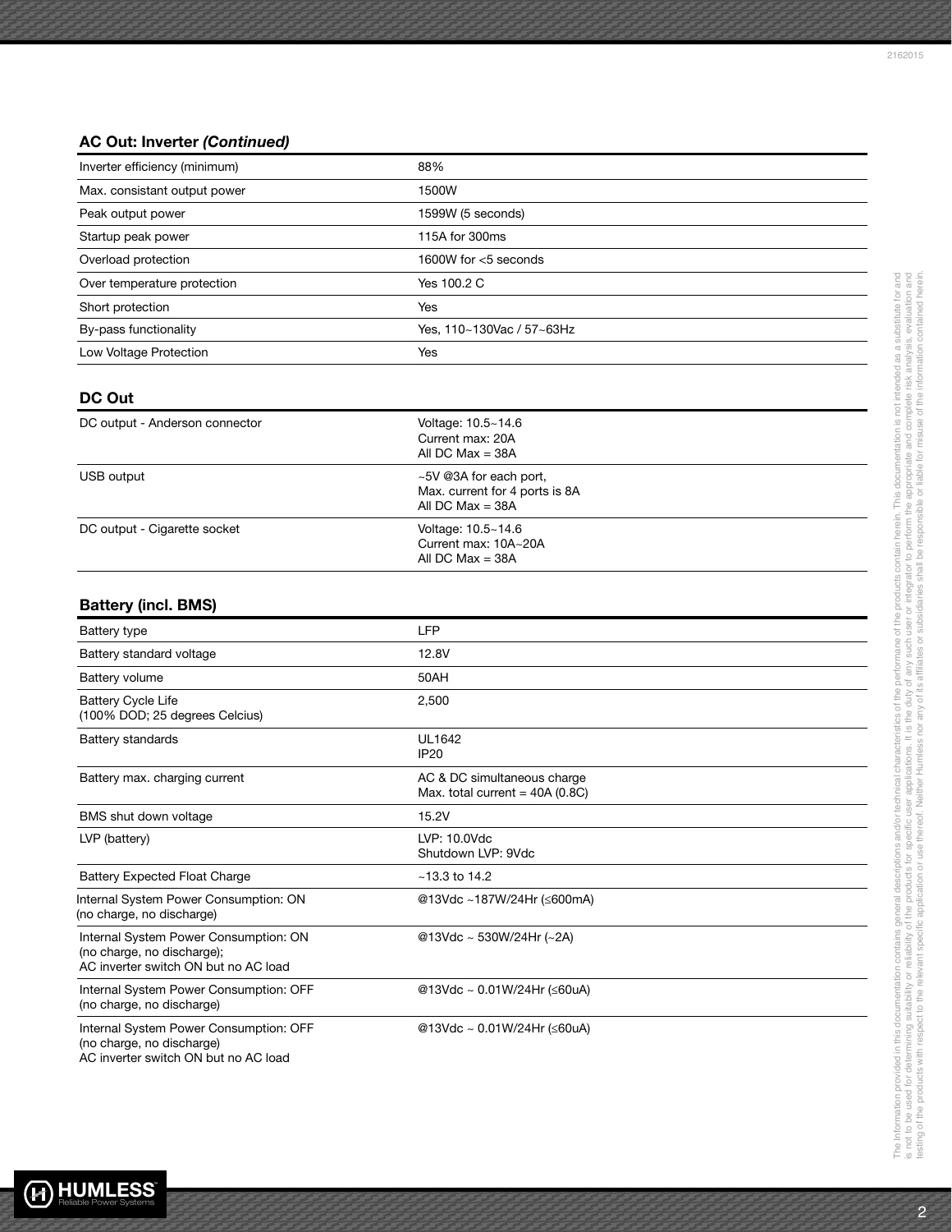## AC Out: Inverter *(Continued)*

| | |
|---|---|
| Inverter efficiency (minimum) | 88% |
| Max. consistant output power | 1500W |
| Peak output power | 1599W (5 seconds) |
| Startup peak power | 115A for 300ms |
| Overload protection | 1600W for <5 seconds |
| Over temperature protection | Yes 100.2 C |
| Short protection | Yes |
| By-pass functionality | Yes, 110~130Vac / 57~63Hz |
| Low Voltage Protection | Yes |

## DC Out

| | |
|---|---|
| DC output - Anderson connector | Voltage: 10.5~14.6<br>Current max: 20A<br>All DC Max = 38A |
| USB output | ~5V @3A for each port,<br>Max. current for 4 ports is 8A<br>All DC Max = 38A |
| DC output - Cigarette socket | Voltage: 10.5~14.6<br>Current max: 10A~20A<br>All DC Max = 38A |

## Battery (incl. BMS)

| | |
|---|---|
| Battery type | LFP |
| Battery standard voltage | 12.8V |
| Battery volume | 50AH |
| Battery Cycle Life<br>(100% DOD; 25 degrees Celcius) | 2,500 |
| Battery standards | UL1642<br>IP20 |
| Battery max. charging current | AC & DC simultaneous charge<br>Max. total current = 40A (0.8C) |
| BMS shut down voltage | 15.2V |
| LVP (battery) | LVP: 10.0Vdc<br>Shutdown LVP: 9Vdc |
| Battery Expected Float Charge | ~13.3 to 14.2 |
| Internal System Power Consumption: ON<br>(no charge, no discharge) | @13Vdc ~187W/24Hr (≤600mA) |
| Internal System Power Consumption: ON<br>(no charge, no discharge);<br>AC inverter switch ON but no AC load | @13Vdc ~ 530W/24Hr (~2A) |
| Internal System Power Consumption: OFF<br>(no charge, no discharge) | @13Vdc ~ 0.01W/24Hr (≤60uA) |
| Internal System Power Consumption: OFF<br>(no charge, no discharge)<br>AC inverter switch ON but no AC load | @13Vdc ~ 0.01W/24Hr (≤60uA) |

The Information provided in this documentation contains general descriptions and/or technical characteristics of the performane of the products contain herein. This documentation is not intended as a substitute for and is not to be used for determining suitability or reliability of the products for specific user applications. It is the duty of any such user or integrator to perform the appropriate and complete risk analysis, evaluation and testing of the products with respect to the relevant specific application or use thereof. Neither Humless nor any of its affiliates or subsidiaries shall be responsible or liable for misuse of the information contained herein.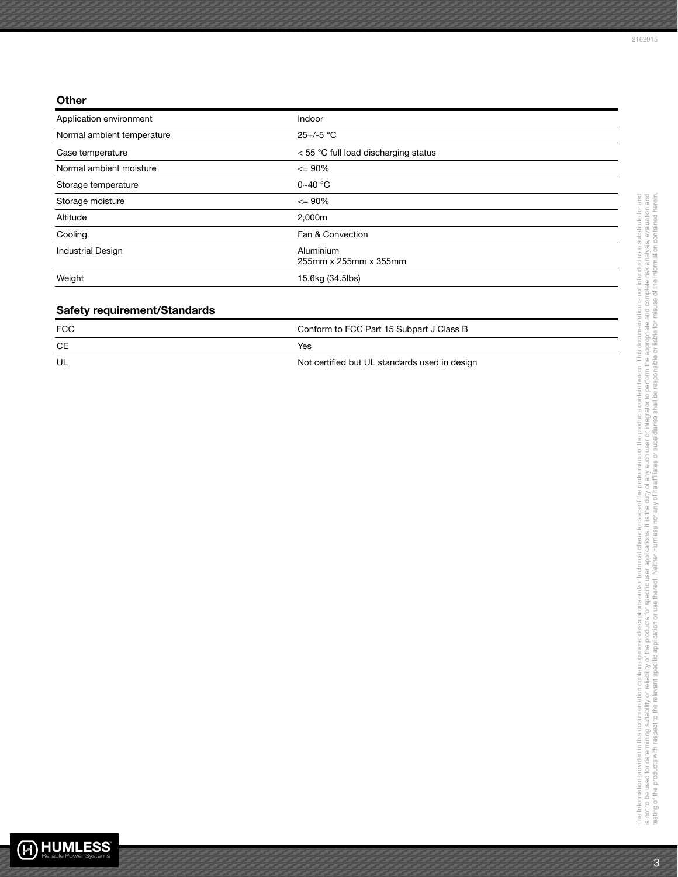## Other

| | |
|---|---|
| Application environment | Indoor |
| Normal ambient temperature | 25+/-5 °C |
| Case temperature | < 55 °C full load discharging status |
| Normal ambient moisture | <= 90% |
| Storage temperature | 0~40 °C |
| Storage moisture | <= 90% |
| Altitude | 2,000m |
| Cooling | Fan & Convection |
| Industrial Design | Aluminium<br>255mm x 255mm x 355mm |
| Weight | 15.6kg (34.5lbs) |

## Safety requirement/Standards

| | |
|---|---|
| FCC | Conform to FCC Part 15 Subpart J Class B |
| CE | Yes |
| UL | Not certified but UL standards used in design |

The Information provided in this documentation contains general descriptions and/or technical characteristics of the performane of the products contain herein. This documentation is not intended as a substitute for and is not to be used for determining suitability or reliability of the products for specific user applications. It is the duty of any such user or integrator to perform the appropriate and complete risk analysis, evaluation and testing of the products with respect to the relevant specific application or use thereof. Neither Humless nor any of its affiliates or subsidiaries shall be responsible or liable for misuse of the information contained herein.